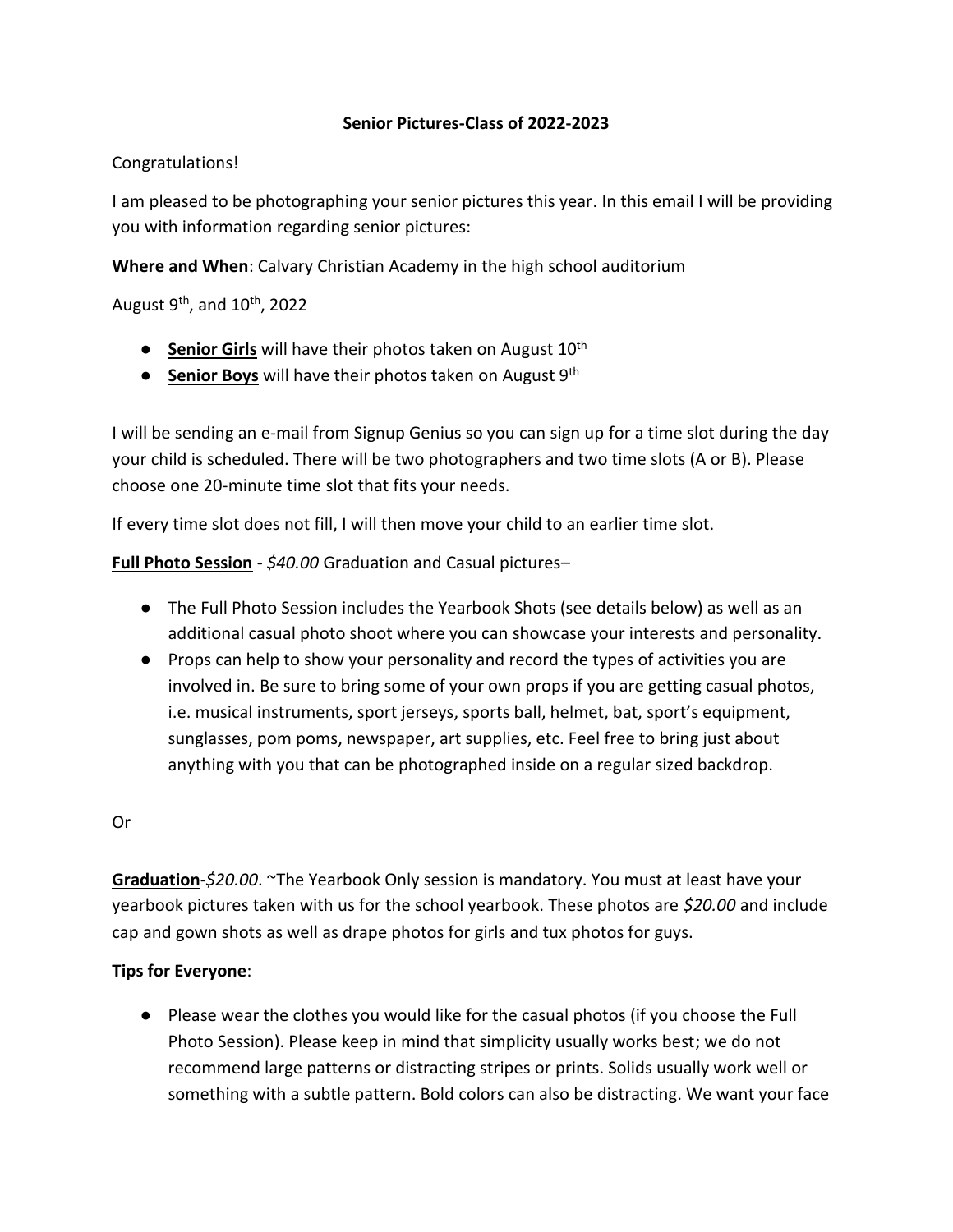**Senior Pictures-Class of 2022-2023**

Congratulations!

I am pleased to be photographing your senior pictures this year. In this email I will be providing you with information regarding senior pictures:

**Where and When**: Calvary Christian Academy in the high school auditorium

August 9th, and 10th, 2022

- **Senior Girls** will have their photos taken on August 10th
- **Senior Boys** will have their photos taken on August 9th

I will be sending an e-mail from Signup Genius so you can sign up for a time slot during the day your child is scheduled. There will be two photographers and two time slots (A or B). Please choose one 20-minute time slot that fits your needs.

If every time slot does not fill, I will then move your child to an earlier time slot.

**Full Photo Session** - *$40.00* Graduation and Casual pictures–

- The Full Photo Session includes the Yearbook Shots (see details below) as well as an additional casual photo shoot where you can showcase your interests and personality.
- Props can help to show your personality and record the types of activities you are involved in. Be sure to bring some of your own props if you are getting casual photos, i.e. musical instruments, sport jerseys, sports ball, helmet, bat, sport's equipment, sunglasses, pom poms, newspaper, art supplies, etc. Feel free to bring just about anything with you that can be photographed inside on a regular sized backdrop.

Or

**Graduation**-*$20.00*. ~The Yearbook Only session is mandatory. You must at least have your yearbook pictures taken with us for the school yearbook. These photos are *$20.00* and include cap and gown shots as well as drape photos for girls and tux photos for guys.

**Tips for Everyone**:

- Please wear the clothes you would like for the casual photos (if you choose the Full Photo Session). Please keep in mind that simplicity usually works best; we do not recommend large patterns or distracting stripes or prints. Solids usually work well or something with a subtle pattern. Bold colors can also be distracting. We want your face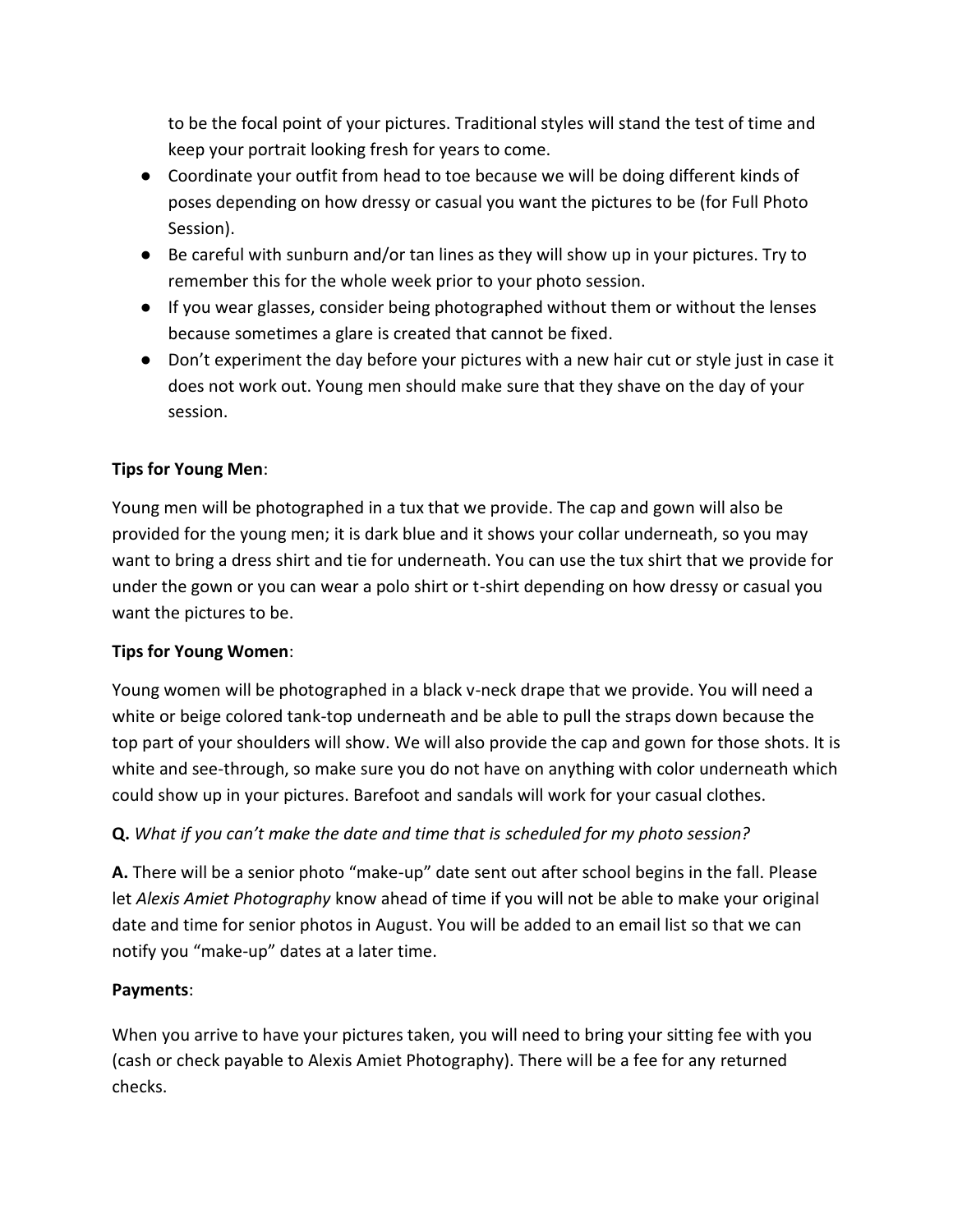to be the focal point of your pictures. Traditional styles will stand the test of time and keep your portrait looking fresh for years to come.

- Coordinate your outfit from head to toe because we will be doing different kinds of poses depending on how dressy or casual you want the pictures to be (for Full Photo Session).
- Be careful with sunburn and/or tan lines as they will show up in your pictures. Try to remember this for the whole week prior to your photo session.
- If you wear glasses, consider being photographed without them or without the lenses because sometimes a glare is created that cannot be fixed.
- Don't experiment the day before your pictures with a new hair cut or style just in case it does not work out. Young men should make sure that they shave on the day of your session.

**Tips for Young Men**:

Young men will be photographed in a tux that we provide. The cap and gown will also be provided for the young men; it is dark blue and it shows your collar underneath, so you may want to bring a dress shirt and tie for underneath. You can use the tux shirt that we provide for under the gown or you can wear a polo shirt or t-shirt depending on how dressy or casual you want the pictures to be.

**Tips for Young Women**:

Young women will be photographed in a black v-neck drape that we provide. You will need a white or beige colored tank-top underneath and be able to pull the straps down because the top part of your shoulders will show. We will also provide the cap and gown for those shots. It is white and see-through, so make sure you do not have on anything with color underneath which could show up in your pictures. Barefoot and sandals will work for your casual clothes.

**Q.** *What if you can't make the date and time that is scheduled for my photo session?*

**A.** There will be a senior photo "make-up" date sent out after school begins in the fall. Please let *Alexis Amiet Photography* know ahead of time if you will not be able to make your original date and time for senior photos in August. You will be added to an email list so that we can notify you "make-up" dates at a later time.

**Payments**:

When you arrive to have your pictures taken, you will need to bring your sitting fee with you (cash or check payable to Alexis Amiet Photography). There will be a fee for any returned checks.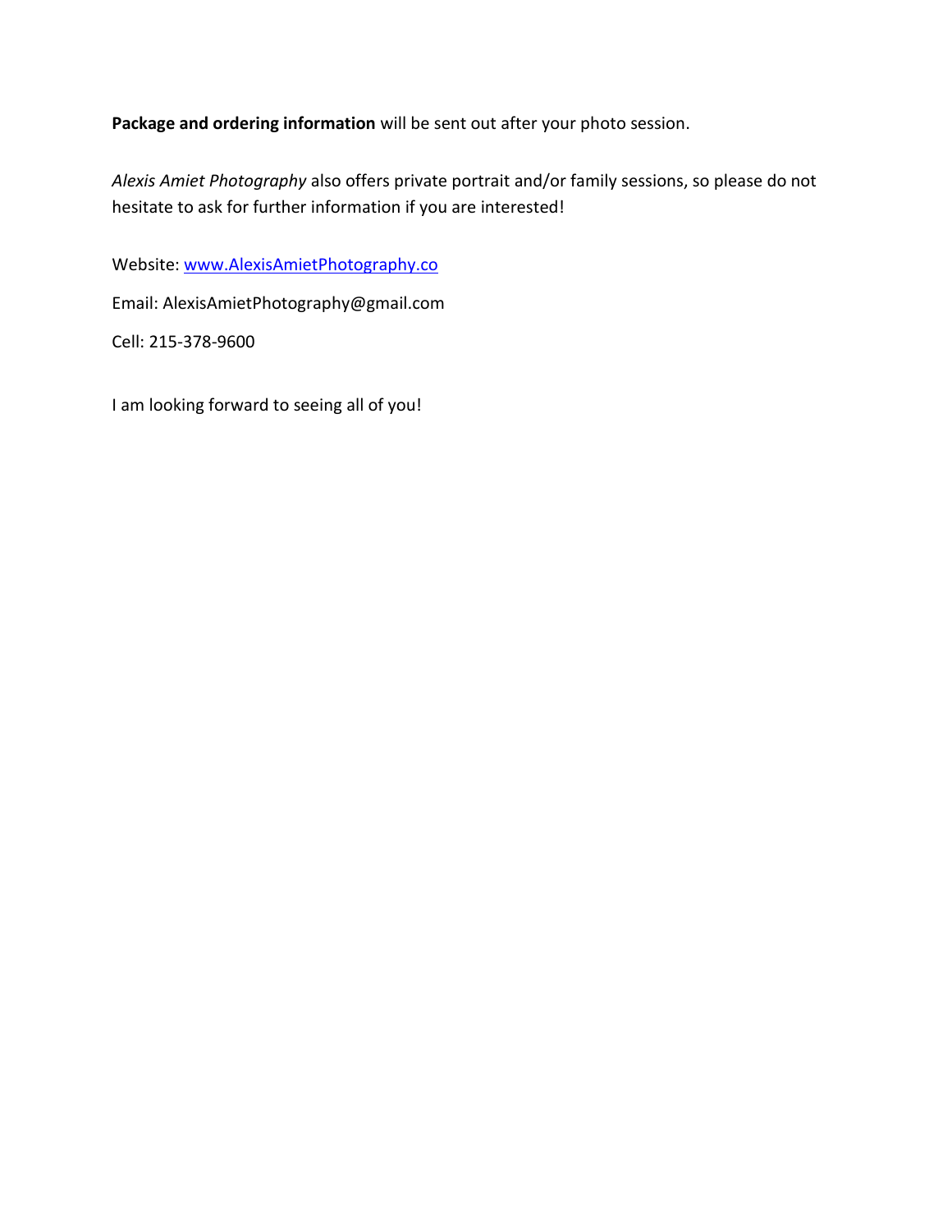**Package and ordering information** will be sent out after your photo session.

*Alexis Amiet Photography* also offers private portrait and/or family sessions, so please do not hesitate to ask for further information if you are interested!

Website: [www.AlexisAmietPhotography.co](www.AlexisAmietPhotography.co)

Email: AlexisAmietPhotography@gmail.com

Cell: 215-378-9600

I am looking forward to seeing all of you!